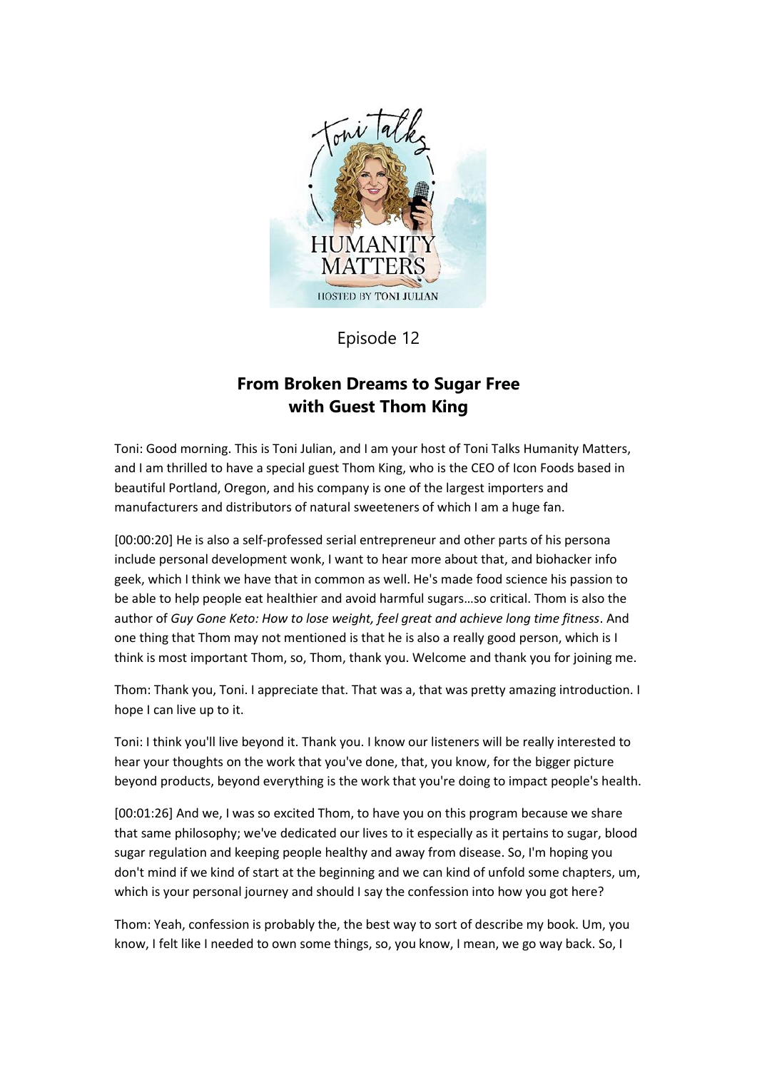Episode 12

## From Broken Dreams to Sugar Free with Guest Thom King

Toni: Good morning. This is Toni Julian, and I am your host of Toni Talks Humanity Matters, and I am thrilled to have a special guest Thom King, who is the CEO of Icon Foods based in beautiful Portland, Oregon, and his company is one of the largest importers and manufacturers and distributors of natural sweeteners of which I am a huge fan.

[00:00:20] He is also a self-professed serial entrepreneur and other parts of his persona include personal development wonk, I want to hear more about that, and biohacker info geek, which I think we have that in common as well. He's made food science his passion to be able to help people eat healthier and avoid harmful sugars…so critical. Thom is also the author of *Guy Gone Keto: How to lose weight, feel great and achieve long time fitness*. And one thing that Thom may not mentioned is that he is also a really good person, which is I think is most important Thom, so, Thom, thank you. Welcome and thank you for joining me.

Thom: Thank you, Toni. I appreciate that. That was a, that was pretty amazing introduction. I hope I can live up to it.

Toni: I think you'll live beyond it. Thank you. I know our listeners will be really interested to hear your thoughts on the work that you've done, that, you know, for the bigger picture beyond products, beyond everything is the work that you're doing to impact people's health.

[00:01:26] And we, I was so excited Thom, to have you on this program because we share that same philosophy; we've dedicated our lives to it especially as it pertains to sugar, blood sugar regulation and keeping people healthy and away from disease. So, I'm hoping you don't mind if we kind of start at the beginning and we can kind of unfold some chapters, um, which is your personal journey and should I say the confession into how you got here?

Thom: Yeah, confession is probably the, the best way to sort of describe my book. Um, you know, I felt like I needed to own some things, so, you know, I mean, we go way back. So, I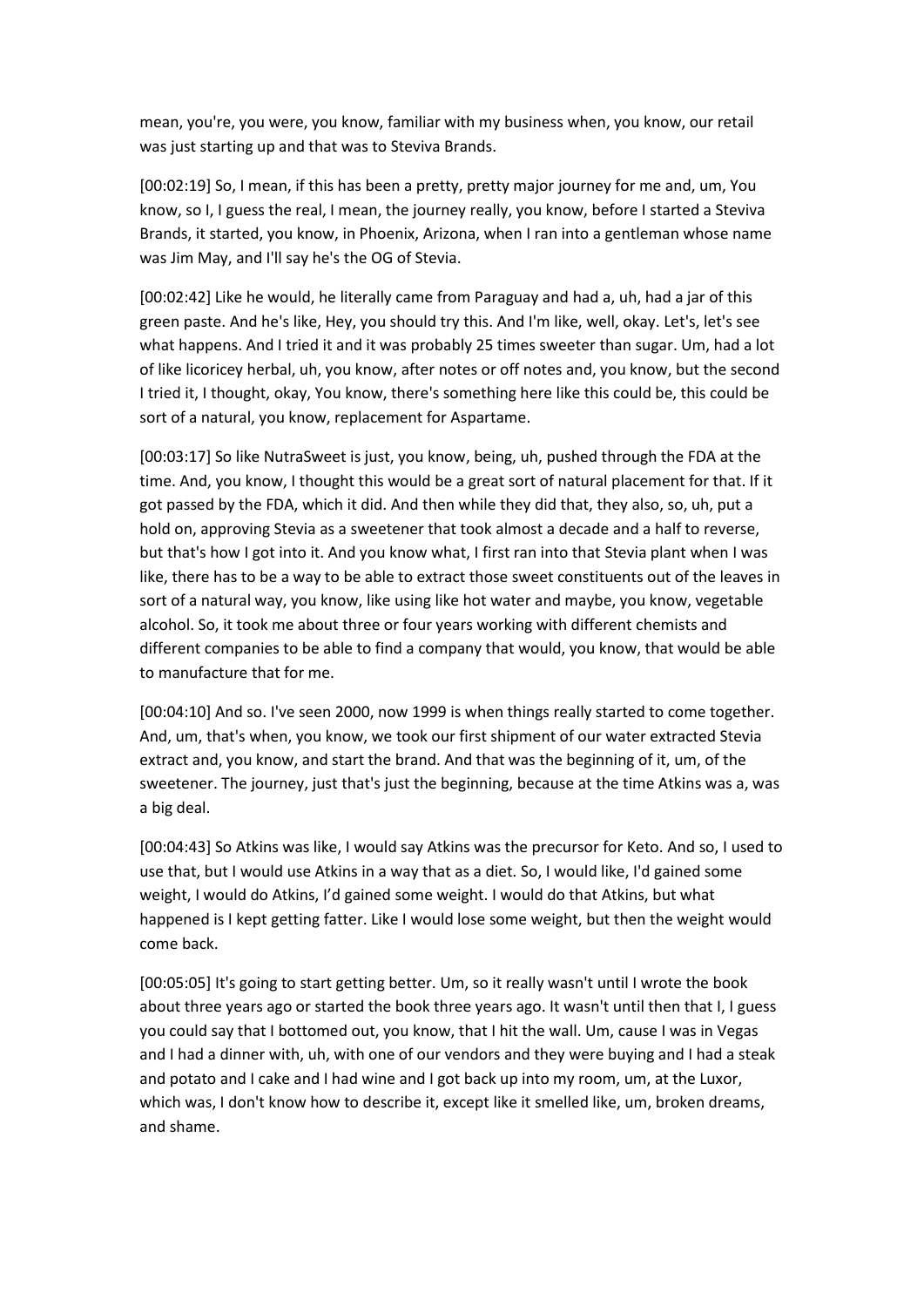mean, you're, you were, you know, familiar with my business when, you know, our retail was just starting up and that was to Steviva Brands.

[00:02:19] So, I mean, if this has been a pretty, pretty major journey for me and, um, You know, so I, I guess the real, I mean, the journey really, you know, before I started a Steviva Brands, it started, you know, in Phoenix, Arizona, when I ran into a gentleman whose name was Jim May, and I'll say he's the OG of Stevia.

[00:02:42] Like he would, he literally came from Paraguay and had a, uh, had a jar of this green paste. And he's like, Hey, you should try this. And I'm like, well, okay. Let's, let's see what happens. And I tried it and it was probably 25 times sweeter than sugar. Um, had a lot of like licoricey herbal, uh, you know, after notes or off notes and, you know, but the second I tried it, I thought, okay, You know, there's something here like this could be, this could be sort of a natural, you know, replacement for Aspartame.

[00:03:17] So like NutraSweet is just, you know, being, uh, pushed through the FDA at the time. And, you know, I thought this would be a great sort of natural placement for that. If it got passed by the FDA, which it did. And then while they did that, they also, so, uh, put a hold on, approving Stevia as a sweetener that took almost a decade and a half to reverse, but that's how I got into it. And you know what, I first ran into that Stevia plant when I was like, there has to be a way to be able to extract those sweet constituents out of the leaves in sort of a natural way, you know, like using like hot water and maybe, you know, vegetable alcohol. So, it took me about three or four years working with different chemists and different companies to be able to find a company that would, you know, that would be able to manufacture that for me.

[00:04:10] And so. I've seen 2000, now 1999 is when things really started to come together. And, um, that's when, you know, we took our first shipment of our water extracted Stevia extract and, you know, and start the brand. And that was the beginning of it, um, of the sweetener. The journey, just that's just the beginning, because at the time Atkins was a, was a big deal.

[00:04:43] So Atkins was like, I would say Atkins was the precursor for Keto. And so, I used to use that, but I would use Atkins in a way that as a diet. So, I would like, I'd gained some weight, I would do Atkins, I'd gained some weight. I would do that Atkins, but what happened is I kept getting fatter. Like I would lose some weight, but then the weight would come back.

[00:05:05] It's going to start getting better. Um, so it really wasn't until I wrote the book about three years ago or started the book three years ago. It wasn't until then that I, I guess you could say that I bottomed out, you know, that I hit the wall. Um, cause I was in Vegas and I had a dinner with, uh, with one of our vendors and they were buying and I had a steak and potato and I cake and I had wine and I got back up into my room, um, at the Luxor, which was, I don't know how to describe it, except like it smelled like, um, broken dreams, and shame.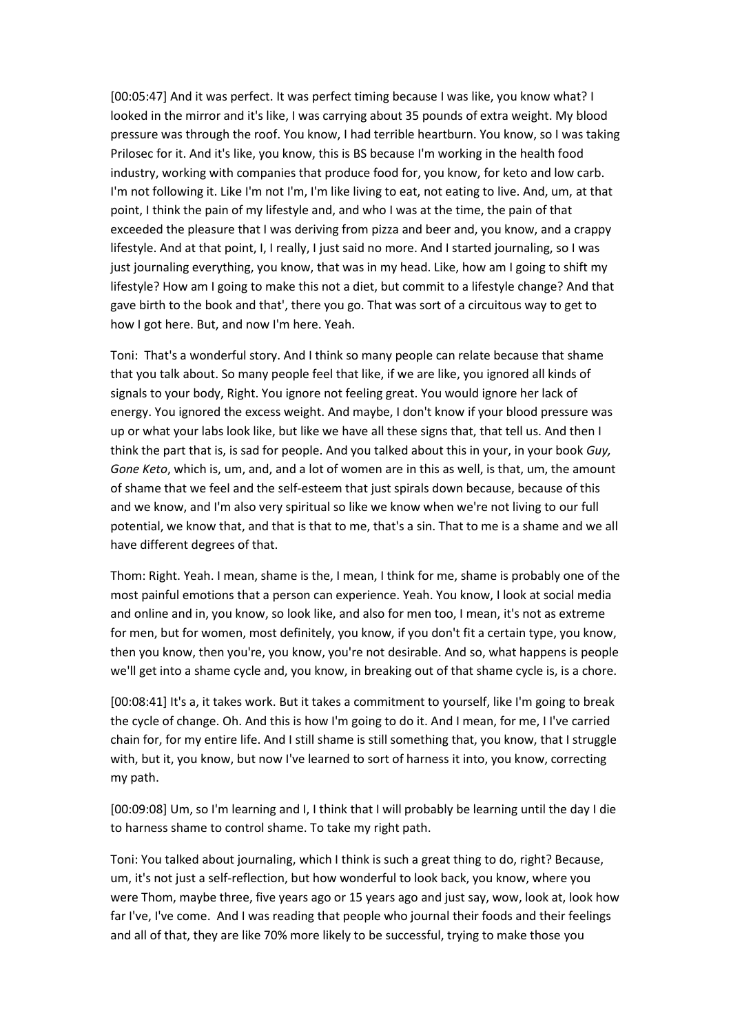[00:05:47] And it was perfect. It was perfect timing because I was like, you know what? I looked in the mirror and it's like, I was carrying about 35 pounds of extra weight. My blood pressure was through the roof. You know, I had terrible heartburn. You know, so I was taking Prilosec for it. And it's like, you know, this is BS because I'm working in the health food industry, working with companies that produce food for, you know, for keto and low carb. I'm not following it. Like I'm not I'm, I'm like living to eat, not eating to live. And, um, at that point, I think the pain of my lifestyle and, and who I was at the time, the pain of that exceeded the pleasure that I was deriving from pizza and beer and, you know, and a crappy lifestyle. And at that point, I, I really, I just said no more. And I started journaling, so I was just journaling everything, you know, that was in my head. Like, how am I going to shift my lifestyle? How am I going to make this not a diet, but commit to a lifestyle change? And that gave birth to the book and that', there you go. That was sort of a circuitous way to get to how I got here. But, and now I'm here. Yeah.

Toni: That's a wonderful story. And I think so many people can relate because that shame that you talk about. So many people feel that like, if we are like, you ignored all kinds of signals to your body, Right. You ignore not feeling great. You would ignore her lack of energy. You ignored the excess weight. And maybe, I don't know if your blood pressure was up or what your labs look like, but like we have all these signs that, that tell us. And then I think the part that is, is sad for people. And you talked about this in your, in your book *Guy, Gone Keto*, which is, um, and, and a lot of women are in this as well, is that, um, the amount of shame that we feel and the self-esteem that just spirals down because, because of this and we know, and I'm also very spiritual so like we know when we're not living to our full potential, we know that, and that is that to me, that's a sin. That to me is a shame and we all have different degrees of that.

Thom: Right. Yeah. I mean, shame is the, I mean, I think for me, shame is probably one of the most painful emotions that a person can experience. Yeah. You know, I look at social media and online and in, you know, so look like, and also for men too, I mean, it's not as extreme for men, but for women, most definitely, you know, if you don't fit a certain type, you know, then you know, then you're, you know, you're not desirable. And so, what happens is people we'll get into a shame cycle and, you know, in breaking out of that shame cycle is, is a chore.

[00:08:41] It's a, it takes work. But it takes a commitment to yourself, like I'm going to break the cycle of change. Oh. And this is how I'm going to do it. And I mean, for me, I I've carried chain for, for my entire life. And I still shame is still something that, you know, that I struggle with, but it, you know, but now I've learned to sort of harness it into, you know, correcting my path.

[00:09:08] Um, so I'm learning and I, I think that I will probably be learning until the day I die to harness shame to control shame. To take my right path.

Toni: You talked about journaling, which I think is such a great thing to do, right? Because, um, it's not just a self-reflection, but how wonderful to look back, you know, where you were Thom, maybe three, five years ago or 15 years ago and just say, wow, look at, look how far I've, I've come. And I was reading that people who journal their foods and their feelings and all of that, they are like 70% more likely to be successful, trying to make those you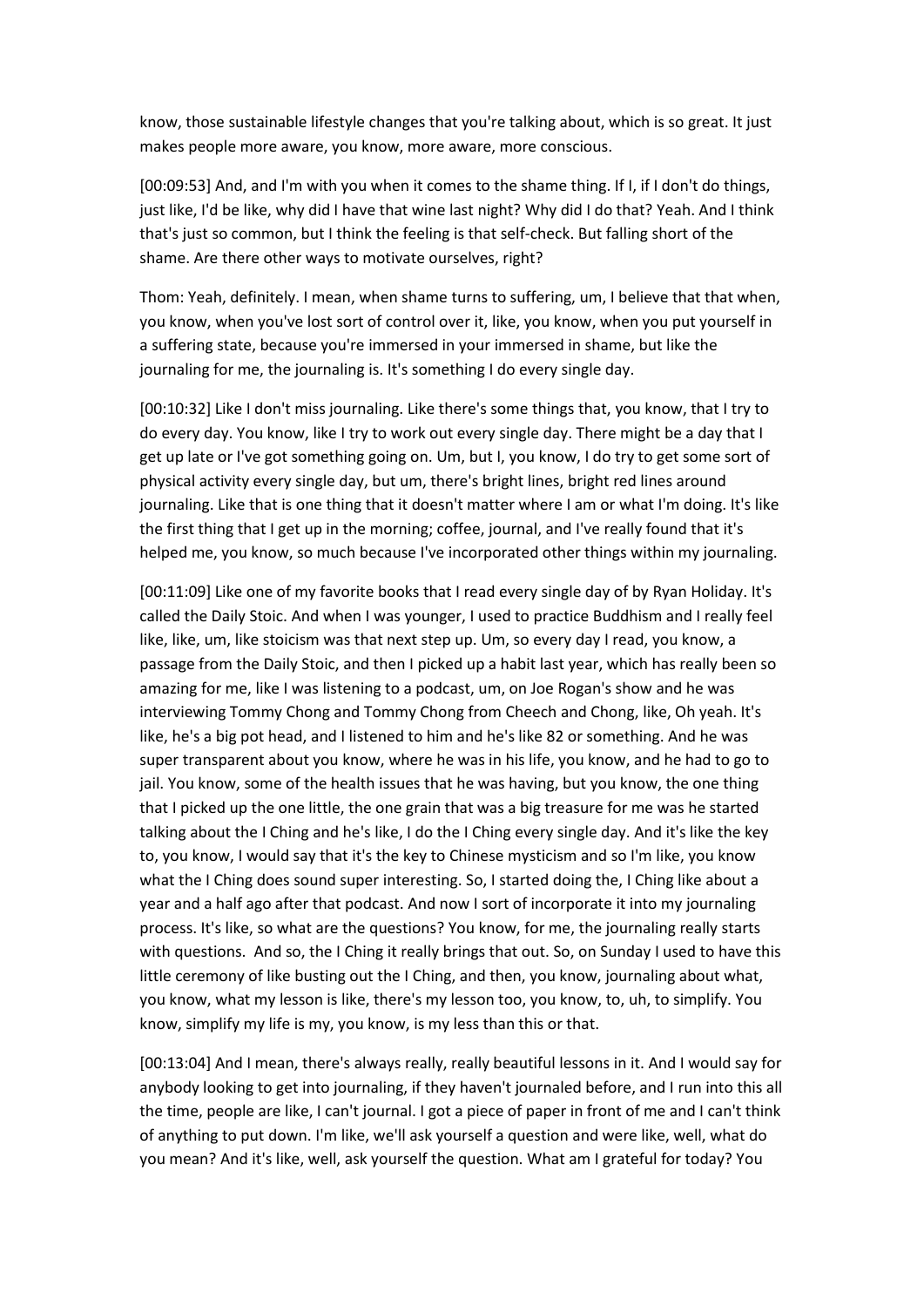know, those sustainable lifestyle changes that you're talking about, which is so great. It just makes people more aware, you know, more aware, more conscious.

[00:09:53] And, and I'm with you when it comes to the shame thing. If I, if I don't do things, just like, I'd be like, why did I have that wine last night? Why did I do that? Yeah. And I think that's just so common, but I think the feeling is that self-check. But falling short of the shame. Are there other ways to motivate ourselves, right?

Thom: Yeah, definitely. I mean, when shame turns to suffering, um, I believe that that when, you know, when you've lost sort of control over it, like, you know, when you put yourself in a suffering state, because you're immersed in your immersed in shame, but like the journaling for me, the journaling is. It's something I do every single day.

[00:10:32] Like I don't miss journaling. Like there's some things that, you know, that I try to do every day. You know, like I try to work out every single day. There might be a day that I get up late or I've got something going on. Um, but I, you know, I do try to get some sort of physical activity every single day, but um, there's bright lines, bright red lines around journaling. Like that is one thing that it doesn't matter where I am or what I'm doing. It's like the first thing that I get up in the morning; coffee, journal, and I've really found that it's helped me, you know, so much because I've incorporated other things within my journaling.

[00:11:09] Like one of my favorite books that I read every single day of by Ryan Holiday. It's called the Daily Stoic. And when I was younger, I used to practice Buddhism and I really feel like, like, um, like stoicism was that next step up. Um, so every day I read, you know, a passage from the Daily Stoic, and then I picked up a habit last year, which has really been so amazing for me, like I was listening to a podcast, um, on Joe Rogan's show and he was interviewing Tommy Chong and Tommy Chong from Cheech and Chong, like, Oh yeah. It's like, he's a big pot head, and I listened to him and he's like 82 or something. And he was super transparent about you know, where he was in his life, you know, and he had to go to jail. You know, some of the health issues that he was having, but you know, the one thing that I picked up the one little, the one grain that was a big treasure for me was he started talking about the I Ching and he's like, I do the I Ching every single day. And it's like the key to, you know, I would say that it's the key to Chinese mysticism and so I'm like, you know what the I Ching does sound super interesting. So, I started doing the, I Ching like about a year and a half ago after that podcast. And now I sort of incorporate it into my journaling process. It's like, so what are the questions? You know, for me, the journaling really starts with questions. And so, the I Ching it really brings that out. So, on Sunday I used to have this little ceremony of like busting out the I Ching, and then, you know, journaling about what, you know, what my lesson is like, there's my lesson too, you know, to, uh, to simplify. You know, simplify my life is my, you know, is my less than this or that.

[00:13:04] And I mean, there's always really, really beautiful lessons in it. And I would say for anybody looking to get into journaling, if they haven't journaled before, and I run into this all the time, people are like, I can't journal. I got a piece of paper in front of me and I can't think of anything to put down. I'm like, we'll ask yourself a question and were like, well, what do you mean? And it's like, well, ask yourself the question. What am I grateful for today? You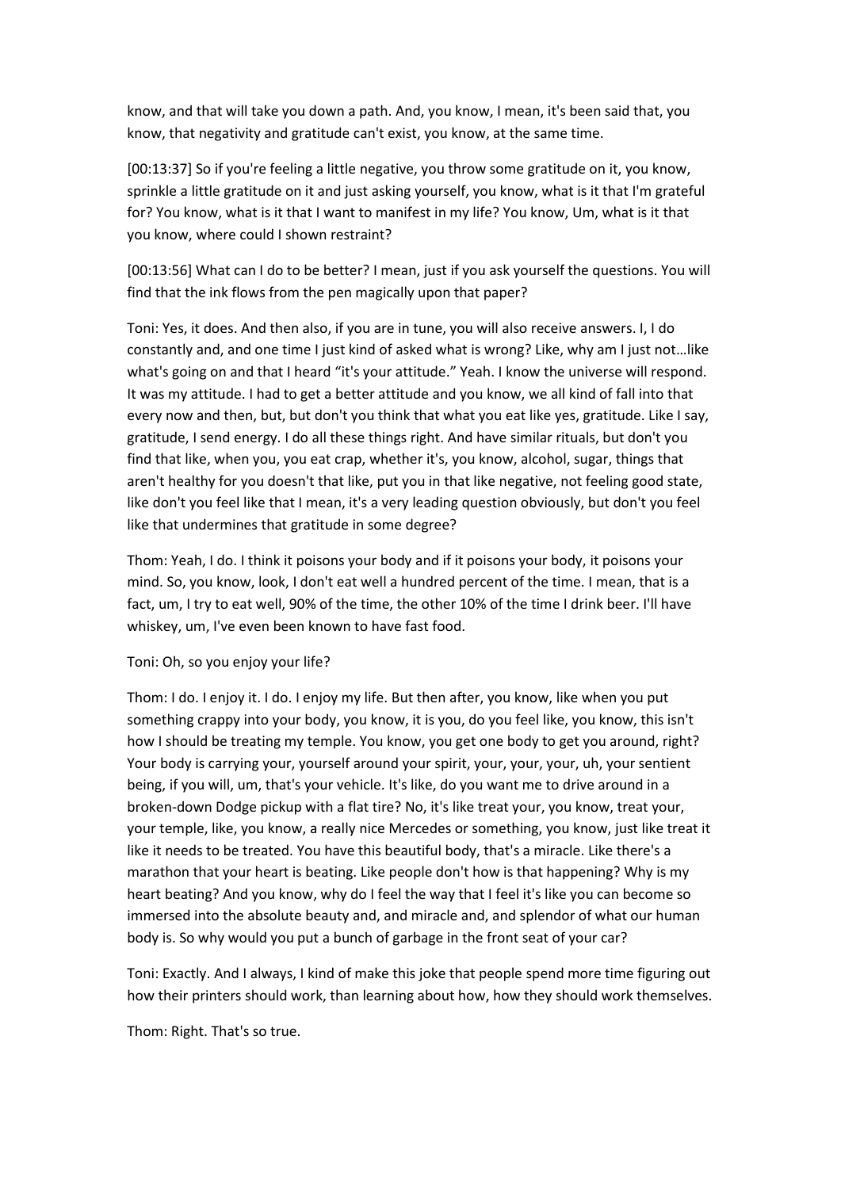know, and that will take you down a path. And, you know, I mean, it's been said that, you know, that negativity and gratitude can't exist, you know, at the same time.

[00:13:37] So if you're feeling a little negative, you throw some gratitude on it, you know, sprinkle a little gratitude on it and just asking yourself, you know, what is it that I'm grateful for? You know, what is it that I want to manifest in my life? You know, Um, what is it that you know, where could I shown restraint?

[00:13:56] What can I do to be better? I mean, just if you ask yourself the questions. You will find that the ink flows from the pen magically upon that paper?

Toni: Yes, it does. And then also, if you are in tune, you will also receive answers. I, I do constantly and, and one time I just kind of asked what is wrong? Like, why am I just not…like what's going on and that I heard "it's your attitude." Yeah. I know the universe will respond. It was my attitude. I had to get a better attitude and you know, we all kind of fall into that every now and then, but, but don't you think that what you eat like yes, gratitude. Like I say, gratitude, I send energy. I do all these things right. And have similar rituals, but don't you find that like, when you, you eat crap, whether it's, you know, alcohol, sugar, things that aren't healthy for you doesn't that like, put you in that like negative, not feeling good state, like don't you feel like that I mean, it's a very leading question obviously, but don't you feel like that undermines that gratitude in some degree?

Thom: Yeah, I do. I think it poisons your body and if it poisons your body, it poisons your mind. So, you know, look, I don't eat well a hundred percent of the time. I mean, that is a fact, um, I try to eat well, 90% of the time, the other 10% of the time I drink beer. I'll have whiskey, um, I've even been known to have fast food.

Toni: Oh, so you enjoy your life?

Thom: I do. I enjoy it. I do. I enjoy my life. But then after, you know, like when you put something crappy into your body, you know, it is you, do you feel like, you know, this isn't how I should be treating my temple. You know, you get one body to get you around, right? Your body is carrying your, yourself around your spirit, your, your, your, uh, your sentient being, if you will, um, that's your vehicle. It's like, do you want me to drive around in a broken-down Dodge pickup with a flat tire? No, it's like treat your, you know, treat your, your temple, like, you know, a really nice Mercedes or something, you know, just like treat it like it needs to be treated. You have this beautiful body, that's a miracle. Like there's a marathon that your heart is beating. Like people don't how is that happening? Why is my heart beating? And you know, why do I feel the way that I feel it's like you can become so immersed into the absolute beauty and, and miracle and, and splendor of what our human body is. So why would you put a bunch of garbage in the front seat of your car?

Toni: Exactly. And I always, I kind of make this joke that people spend more time figuring out how their printers should work, than learning about how, how they should work themselves.

Thom: Right. That's so true.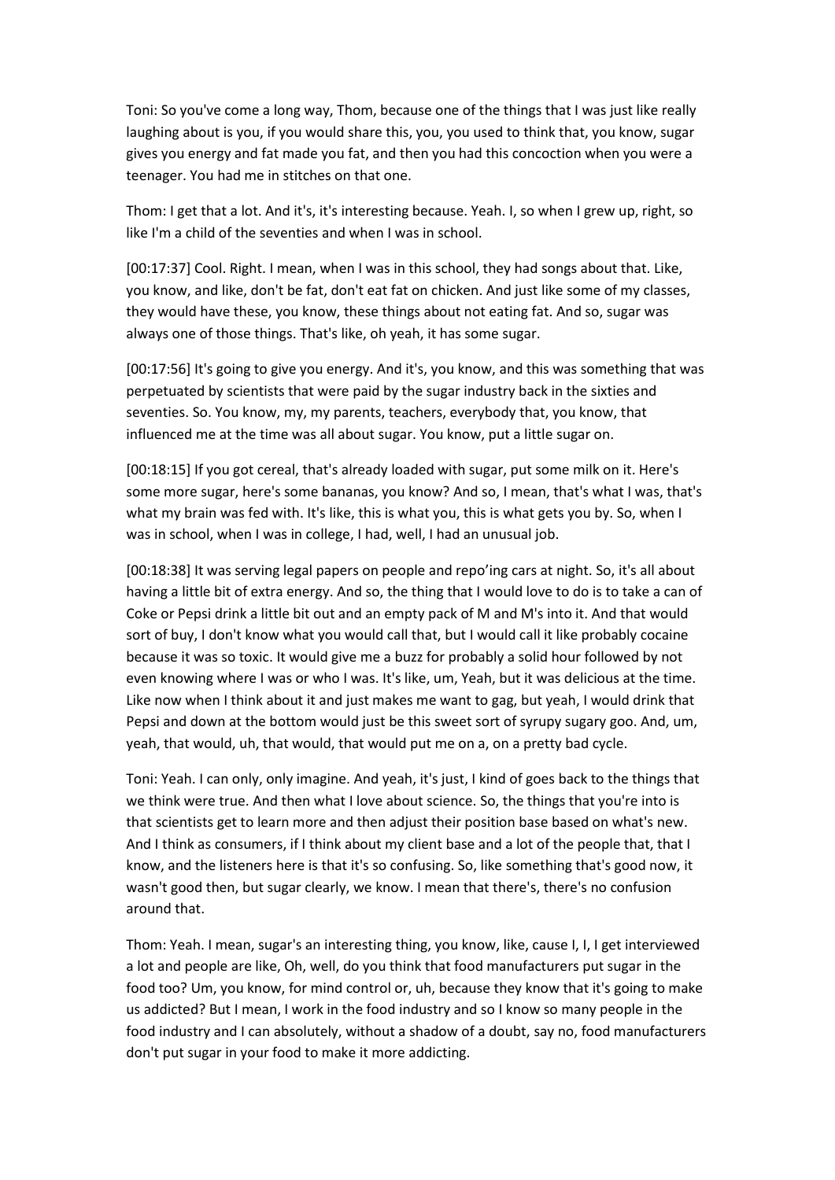Toni: So you've come a long way, Thom, because one of the things that I was just like really laughing about is you, if you would share this, you, you used to think that, you know, sugar gives you energy and fat made you fat, and then you had this concoction when you were a teenager. You had me in stitches on that one.

Thom: I get that a lot. And it's, it's interesting because. Yeah. I, so when I grew up, right, so like I'm a child of the seventies and when I was in school.

[00:17:37] Cool. Right. I mean, when I was in this school, they had songs about that. Like, you know, and like, don't be fat, don't eat fat on chicken. And just like some of my classes, they would have these, you know, these things about not eating fat. And so, sugar was always one of those things. That's like, oh yeah, it has some sugar.

[00:17:56] It's going to give you energy. And it's, you know, and this was something that was perpetuated by scientists that were paid by the sugar industry back in the sixties and seventies. So. You know, my, my parents, teachers, everybody that, you know, that influenced me at the time was all about sugar. You know, put a little sugar on.

[00:18:15] If you got cereal, that's already loaded with sugar, put some milk on it. Here's some more sugar, here's some bananas, you know? And so, I mean, that's what I was, that's what my brain was fed with. It's like, this is what you, this is what gets you by. So, when I was in school, when I was in college, I had, well, I had an unusual job.

[00:18:38] It was serving legal papers on people and repo'ing cars at night. So, it's all about having a little bit of extra energy. And so, the thing that I would love to do is to take a can of Coke or Pepsi drink a little bit out and an empty pack of M and M's into it. And that would sort of buy, I don't know what you would call that, but I would call it like probably cocaine because it was so toxic. It would give me a buzz for probably a solid hour followed by not even knowing where I was or who I was. It's like, um, Yeah, but it was delicious at the time. Like now when I think about it and just makes me want to gag, but yeah, I would drink that Pepsi and down at the bottom would just be this sweet sort of syrupy sugary goo. And, um, yeah, that would, uh, that would, that would put me on a, on a pretty bad cycle.

Toni: Yeah. I can only, only imagine. And yeah, it's just, I kind of goes back to the things that we think were true. And then what I love about science. So, the things that you're into is that scientists get to learn more and then adjust their position base based on what's new. And I think as consumers, if I think about my client base and a lot of the people that, that I know, and the listeners here is that it's so confusing. So, like something that's good now, it wasn't good then, but sugar clearly, we know. I mean that there's, there's no confusion around that.

Thom: Yeah. I mean, sugar's an interesting thing, you know, like, cause I, I, I get interviewed a lot and people are like, Oh, well, do you think that food manufacturers put sugar in the food too? Um, you know, for mind control or, uh, because they know that it's going to make us addicted? But I mean, I work in the food industry and so I know so many people in the food industry and I can absolutely, without a shadow of a doubt, say no, food manufacturers don't put sugar in your food to make it more addicting.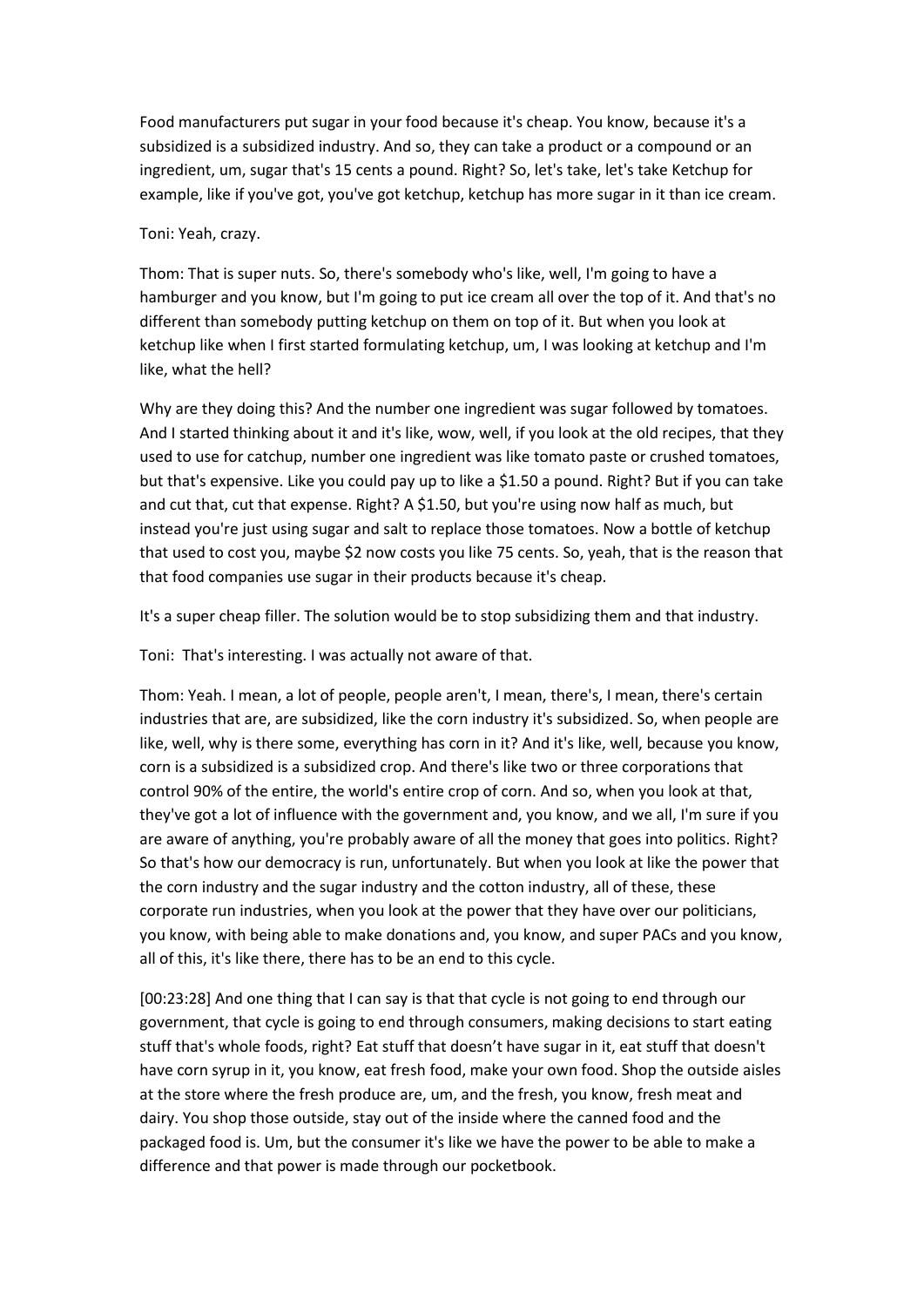Food manufacturers put sugar in your food because it's cheap. You know, because it's a subsidized is a subsidized industry. And so, they can take a product or a compound or an ingredient, um, sugar that's 15 cents a pound. Right? So, let's take, let's take Ketchup for example, like if you've got, you've got ketchup, ketchup has more sugar in it than ice cream.

Toni: Yeah, crazy.

Thom: That is super nuts. So, there's somebody who's like, well, I'm going to have a hamburger and you know, but I'm going to put ice cream all over the top of it. And that's no different than somebody putting ketchup on them on top of it. But when you look at ketchup like when I first started formulating ketchup, um, I was looking at ketchup and I'm like, what the hell?

Why are they doing this? And the number one ingredient was sugar followed by tomatoes. And I started thinking about it and it's like, wow, well, if you look at the old recipes, that they used to use for catchup, number one ingredient was like tomato paste or crushed tomatoes, but that's expensive. Like you could pay up to like a $1.50 a pound. Right? But if you can take and cut that, cut that expense. Right? A $1.50, but you're using now half as much, but instead you're just using sugar and salt to replace those tomatoes. Now a bottle of ketchup that used to cost you, maybe $2 now costs you like 75 cents. So, yeah, that is the reason that that food companies use sugar in their products because it's cheap.

It's a super cheap filler. The solution would be to stop subsidizing them and that industry.

Toni: That's interesting. I was actually not aware of that.

Thom: Yeah. I mean, a lot of people, people aren't, I mean, there's, I mean, there's certain industries that are, are subsidized, like the corn industry it's subsidized. So, when people are like, well, why is there some, everything has corn in it? And it's like, well, because you know, corn is a subsidized is a subsidized crop. And there's like two or three corporations that control 90% of the entire, the world's entire crop of corn. And so, when you look at that, they've got a lot of influence with the government and, you know, and we all, I'm sure if you are aware of anything, you're probably aware of all the money that goes into politics. Right? So that's how our democracy is run, unfortunately. But when you look at like the power that the corn industry and the sugar industry and the cotton industry, all of these, these corporate run industries, when you look at the power that they have over our politicians, you know, with being able to make donations and, you know, and super PACs and you know, all of this, it's like there, there has to be an end to this cycle.

[00:23:28] And one thing that I can say is that that cycle is not going to end through our government, that cycle is going to end through consumers, making decisions to start eating stuff that's whole foods, right? Eat stuff that doesn't have sugar in it, eat stuff that doesn't have corn syrup in it, you know, eat fresh food, make your own food. Shop the outside aisles at the store where the fresh produce are, um, and the fresh, you know, fresh meat and dairy. You shop those outside, stay out of the inside where the canned food and the packaged food is. Um, but the consumer it's like we have the power to be able to make a difference and that power is made through our pocketbook.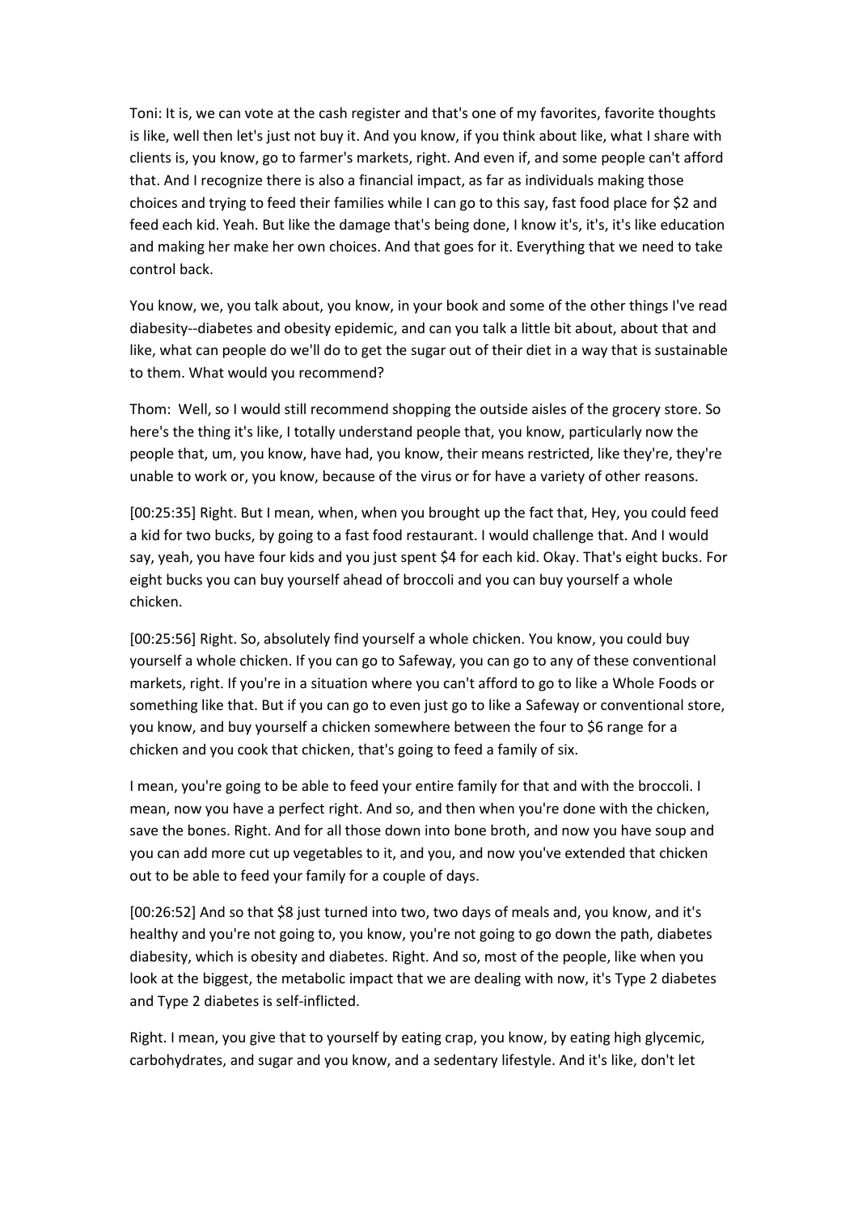Toni: It is, we can vote at the cash register and that's one of my favorites, favorite thoughts is like, well then let's just not buy it. And you know, if you think about like, what I share with clients is, you know, go to farmer's markets, right. And even if, and some people can't afford that. And I recognize there is also a financial impact, as far as individuals making those choices and trying to feed their families while I can go to this say, fast food place for $2 and feed each kid. Yeah. But like the damage that's being done, I know it's, it's, it's like education and making her make her own choices. And that goes for it. Everything that we need to take control back.

You know, we, you talk about, you know, in your book and some of the other things I've read diabesity--diabetes and obesity epidemic, and can you talk a little bit about, about that and like, what can people do we'll do to get the sugar out of their diet in a way that is sustainable to them. What would you recommend?

Thom: Well, so I would still recommend shopping the outside aisles of the grocery store. So here's the thing it's like, I totally understand people that, you know, particularly now the people that, um, you know, have had, you know, their means restricted, like they're, they're unable to work or, you know, because of the virus or for have a variety of other reasons.

[00:25:35] Right. But I mean, when, when you brought up the fact that, Hey, you could feed a kid for two bucks, by going to a fast food restaurant. I would challenge that. And I would say, yeah, you have four kids and you just spent $4 for each kid. Okay. That's eight bucks. For eight bucks you can buy yourself ahead of broccoli and you can buy yourself a whole chicken.

[00:25:56] Right. So, absolutely find yourself a whole chicken. You know, you could buy yourself a whole chicken. If you can go to Safeway, you can go to any of these conventional markets, right. If you're in a situation where you can't afford to go to like a Whole Foods or something like that. But if you can go to even just go to like a Safeway or conventional store, you know, and buy yourself a chicken somewhere between the four to $6 range for a chicken and you cook that chicken, that's going to feed a family of six.

I mean, you're going to be able to feed your entire family for that and with the broccoli. I mean, now you have a perfect right. And so, and then when you're done with the chicken, save the bones. Right. And for all those down into bone broth, and now you have soup and you can add more cut up vegetables to it, and you, and now you've extended that chicken out to be able to feed your family for a couple of days.

[00:26:52] And so that $8 just turned into two, two days of meals and, you know, and it's healthy and you're not going to, you know, you're not going to go down the path, diabetes diabesity, which is obesity and diabetes. Right. And so, most of the people, like when you look at the biggest, the metabolic impact that we are dealing with now, it's Type 2 diabetes and Type 2 diabetes is self-inflicted.

Right. I mean, you give that to yourself by eating crap, you know, by eating high glycemic, carbohydrates, and sugar and you know, and a sedentary lifestyle. And it's like, don't let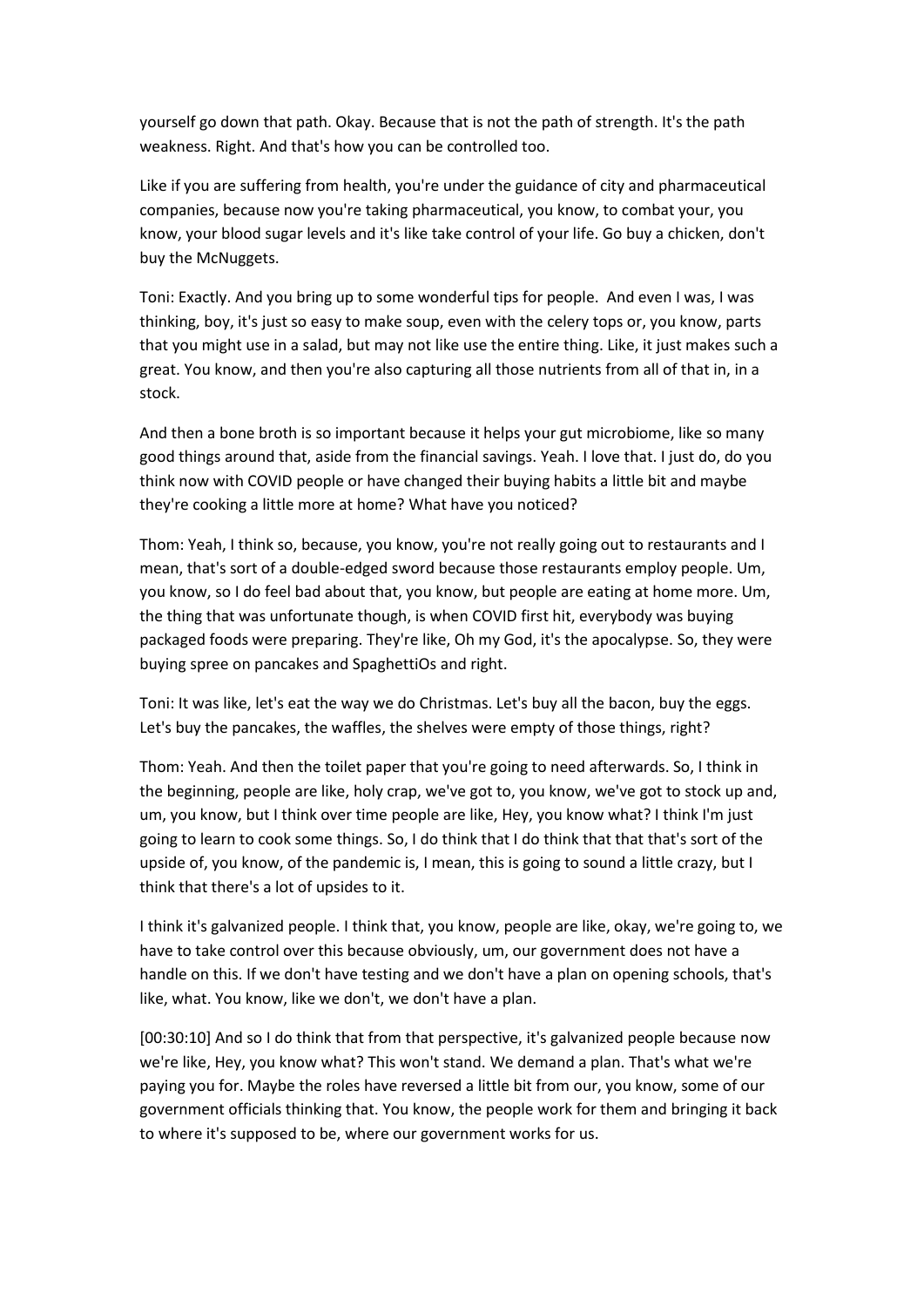yourself go down that path. Okay. Because that is not the path of strength. It's the path weakness. Right. And that's how you can be controlled too.

Like if you are suffering from health, you're under the guidance of city and pharmaceutical companies, because now you're taking pharmaceutical, you know, to combat your, you know, your blood sugar levels and it's like take control of your life. Go buy a chicken, don't buy the McNuggets.

Toni: Exactly. And you bring up to some wonderful tips for people. And even I was, I was thinking, boy, it's just so easy to make soup, even with the celery tops or, you know, parts that you might use in a salad, but may not like use the entire thing. Like, it just makes such a great. You know, and then you're also capturing all those nutrients from all of that in, in a stock.

And then a bone broth is so important because it helps your gut microbiome, like so many good things around that, aside from the financial savings. Yeah. I love that. I just do, do you think now with COVID people or have changed their buying habits a little bit and maybe they're cooking a little more at home? What have you noticed?

Thom: Yeah, I think so, because, you know, you're not really going out to restaurants and I mean, that's sort of a double-edged sword because those restaurants employ people. Um, you know, so I do feel bad about that, you know, but people are eating at home more. Um, the thing that was unfortunate though, is when COVID first hit, everybody was buying packaged foods were preparing. They're like, Oh my God, it's the apocalypse. So, they were buying spree on pancakes and SpaghettiOs and right.

Toni: It was like, let's eat the way we do Christmas. Let's buy all the bacon, buy the eggs. Let's buy the pancakes, the waffles, the shelves were empty of those things, right?

Thom: Yeah. And then the toilet paper that you're going to need afterwards. So, I think in the beginning, people are like, holy crap, we've got to, you know, we've got to stock up and, um, you know, but I think over time people are like, Hey, you know what? I think I'm just going to learn to cook some things. So, I do think that I do think that that that's sort of the upside of, you know, of the pandemic is, I mean, this is going to sound a little crazy, but I think that there's a lot of upsides to it.

I think it's galvanized people. I think that, you know, people are like, okay, we're going to, we have to take control over this because obviously, um, our government does not have a handle on this. If we don't have testing and we don't have a plan on opening schools, that's like, what. You know, like we don't, we don't have a plan.

[00:30:10] And so I do think that from that perspective, it's galvanized people because now we're like, Hey, you know what? This won't stand. We demand a plan. That's what we're paying you for. Maybe the roles have reversed a little bit from our, you know, some of our government officials thinking that. You know, the people work for them and bringing it back to where it's supposed to be, where our government works for us.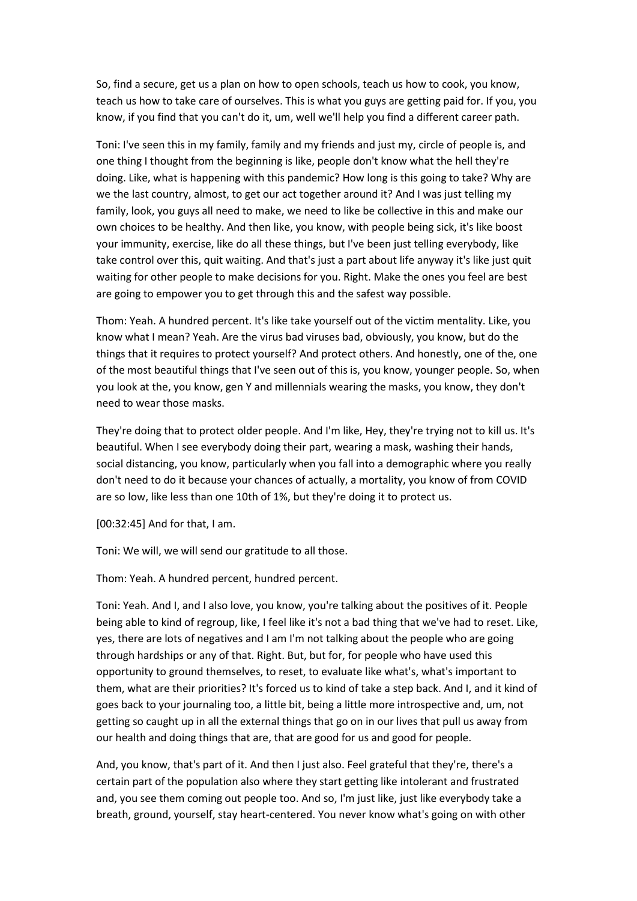So, find a secure, get us a plan on how to open schools, teach us how to cook, you know, teach us how to take care of ourselves. This is what you guys are getting paid for. If you, you know, if you find that you can't do it, um, well we'll help you find a different career path.

Toni: I've seen this in my family, family and my friends and just my, circle of people is, and one thing I thought from the beginning is like, people don't know what the hell they're doing. Like, what is happening with this pandemic? How long is this going to take? Why are we the last country, almost, to get our act together around it? And I was just telling my family, look, you guys all need to make, we need to like be collective in this and make our own choices to be healthy. And then like, you know, with people being sick, it's like boost your immunity, exercise, like do all these things, but I've been just telling everybody, like take control over this, quit waiting. And that's just a part about life anyway it's like just quit waiting for other people to make decisions for you. Right. Make the ones you feel are best are going to empower you to get through this and the safest way possible.

Thom: Yeah. A hundred percent. It's like take yourself out of the victim mentality. Like, you know what I mean? Yeah. Are the virus bad viruses bad, obviously, you know, but do the things that it requires to protect yourself? And protect others. And honestly, one of the, one of the most beautiful things that I've seen out of this is, you know, younger people. So, when you look at the, you know, gen Y and millennials wearing the masks, you know, they don't need to wear those masks.

They're doing that to protect older people. And I'm like, Hey, they're trying not to kill us. It's beautiful. When I see everybody doing their part, wearing a mask, washing their hands, social distancing, you know, particularly when you fall into a demographic where you really don't need to do it because your chances of actually, a mortality, you know of from COVID are so low, like less than one 10th of 1%, but they're doing it to protect us.

[00:32:45] And for that, I am.

Toni: We will, we will send our gratitude to all those.

Thom: Yeah. A hundred percent, hundred percent.

Toni: Yeah. And I, and I also love, you know, you're talking about the positives of it. People being able to kind of regroup, like, I feel like it's not a bad thing that we've had to reset. Like, yes, there are lots of negatives and I am I'm not talking about the people who are going through hardships or any of that. Right. But, but for, for people who have used this opportunity to ground themselves, to reset, to evaluate like what's, what's important to them, what are their priorities? It's forced us to kind of take a step back. And I, and it kind of goes back to your journaling too, a little bit, being a little more introspective and, um, not getting so caught up in all the external things that go on in our lives that pull us away from our health and doing things that are, that are good for us and good for people.

And, you know, that's part of it. And then I just also. Feel grateful that they're, there's a certain part of the population also where they start getting like intolerant and frustrated and, you see them coming out people too. And so, I'm just like, just like everybody take a breath, ground, yourself, stay heart-centered. You never know what's going on with other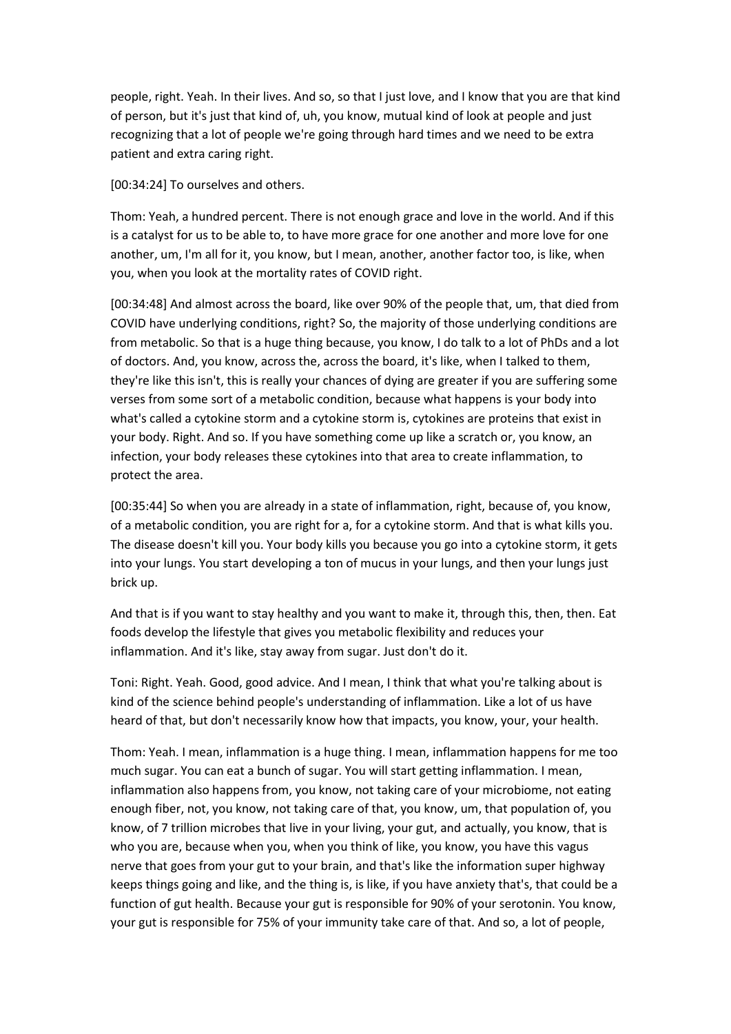people, right. Yeah. In their lives. And so, so that I just love, and I know that you are that kind of person, but it's just that kind of, uh, you know, mutual kind of look at people and just recognizing that a lot of people we're going through hard times and we need to be extra patient and extra caring right.

[00:34:24] To ourselves and others.

Thom: Yeah, a hundred percent. There is not enough grace and love in the world. And if this is a catalyst for us to be able to, to have more grace for one another and more love for one another, um, I'm all for it, you know, but I mean, another, another factor too, is like, when you, when you look at the mortality rates of COVID right.

[00:34:48] And almost across the board, like over 90% of the people that, um, that died from COVID have underlying conditions, right? So, the majority of those underlying conditions are from metabolic. So that is a huge thing because, you know, I do talk to a lot of PhDs and a lot of doctors. And, you know, across the, across the board, it's like, when I talked to them, they're like this isn't, this is really your chances of dying are greater if you are suffering some verses from some sort of a metabolic condition, because what happens is your body into what's called a cytokine storm and a cytokine storm is, cytokines are proteins that exist in your body. Right. And so. If you have something come up like a scratch or, you know, an infection, your body releases these cytokines into that area to create inflammation, to protect the area.

[00:35:44] So when you are already in a state of inflammation, right, because of, you know, of a metabolic condition, you are right for a, for a cytokine storm. And that is what kills you. The disease doesn't kill you. Your body kills you because you go into a cytokine storm, it gets into your lungs. You start developing a ton of mucus in your lungs, and then your lungs just brick up.

And that is if you want to stay healthy and you want to make it, through this, then, then. Eat foods develop the lifestyle that gives you metabolic flexibility and reduces your inflammation. And it's like, stay away from sugar. Just don't do it.

Toni: Right. Yeah. Good, good advice. And I mean, I think that what you're talking about is kind of the science behind people's understanding of inflammation. Like a lot of us have heard of that, but don't necessarily know how that impacts, you know, your, your health.

Thom: Yeah. I mean, inflammation is a huge thing. I mean, inflammation happens for me too much sugar. You can eat a bunch of sugar. You will start getting inflammation. I mean, inflammation also happens from, you know, not taking care of your microbiome, not eating enough fiber, not, you know, not taking care of that, you know, um, that population of, you know, of 7 trillion microbes that live in your living, your gut, and actually, you know, that is who you are, because when you, when you think of like, you know, you have this vagus nerve that goes from your gut to your brain, and that's like the information super highway keeps things going and like, and the thing is, is like, if you have anxiety that's, that could be a function of gut health. Because your gut is responsible for 90% of your serotonin. You know, your gut is responsible for 75% of your immunity take care of that. And so, a lot of people,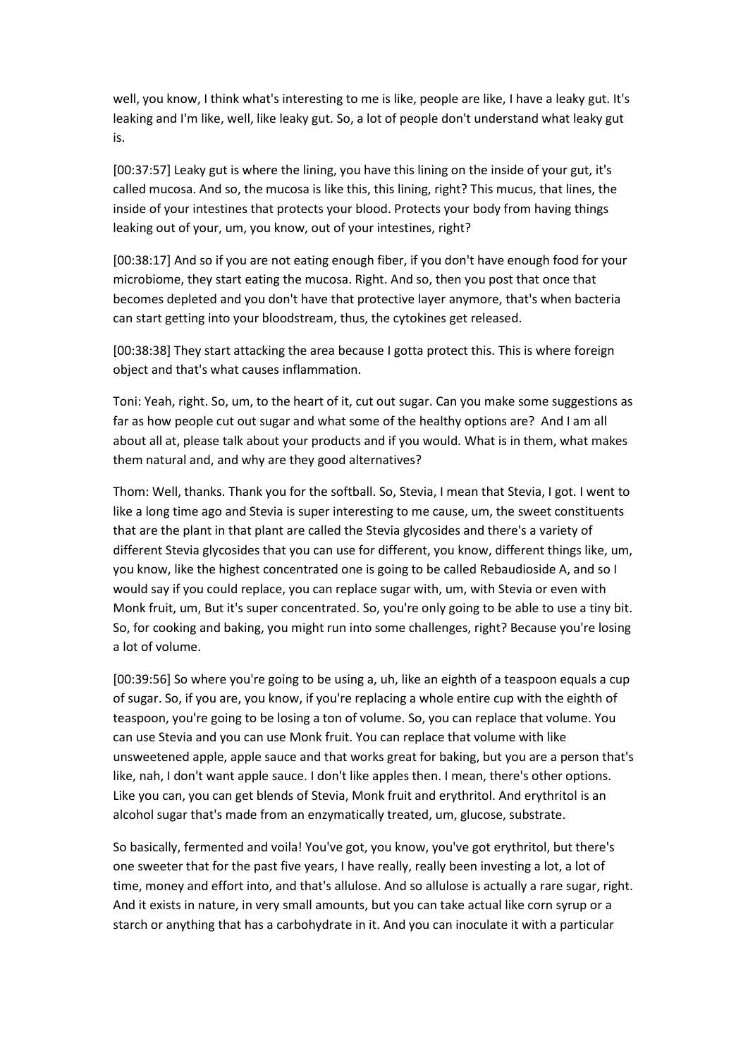well, you know, I think what's interesting to me is like, people are like, I have a leaky gut. It's leaking and I'm like, well, like leaky gut. So, a lot of people don't understand what leaky gut is.

[00:37:57] Leaky gut is where the lining, you have this lining on the inside of your gut, it's called mucosa. And so, the mucosa is like this, this lining, right? This mucus, that lines, the inside of your intestines that protects your blood. Protects your body from having things leaking out of your, um, you know, out of your intestines, right?

[00:38:17] And so if you are not eating enough fiber, if you don't have enough food for your microbiome, they start eating the mucosa. Right. And so, then you post that once that becomes depleted and you don't have that protective layer anymore, that's when bacteria can start getting into your bloodstream, thus, the cytokines get released.

[00:38:38] They start attacking the area because I gotta protect this. This is where foreign object and that's what causes inflammation.

Toni: Yeah, right. So, um, to the heart of it, cut out sugar. Can you make some suggestions as far as how people cut out sugar and what some of the healthy options are? And I am all about all at, please talk about your products and if you would. What is in them, what makes them natural and, and why are they good alternatives?

Thom: Well, thanks. Thank you for the softball. So, Stevia, I mean that Stevia, I got. I went to like a long time ago and Stevia is super interesting to me cause, um, the sweet constituents that are the plant in that plant are called the Stevia glycosides and there's a variety of different Stevia glycosides that you can use for different, you know, different things like, um, you know, like the highest concentrated one is going to be called Rebaudioside A, and so I would say if you could replace, you can replace sugar with, um, with Stevia or even with Monk fruit, um, But it's super concentrated. So, you're only going to be able to use a tiny bit. So, for cooking and baking, you might run into some challenges, right? Because you're losing a lot of volume.

[00:39:56] So where you're going to be using a, uh, like an eighth of a teaspoon equals a cup of sugar. So, if you are, you know, if you're replacing a whole entire cup with the eighth of teaspoon, you're going to be losing a ton of volume. So, you can replace that volume. You can use Stevia and you can use Monk fruit. You can replace that volume with like unsweetened apple, apple sauce and that works great for baking, but you are a person that's like, nah, I don't want apple sauce. I don't like apples then. I mean, there's other options. Like you can, you can get blends of Stevia, Monk fruit and erythritol. And erythritol is an alcohol sugar that's made from an enzymatically treated, um, glucose, substrate.

So basically, fermented and voila! You've got, you know, you've got erythritol, but there's one sweeter that for the past five years, I have really, really been investing a lot, a lot of time, money and effort into, and that's allulose. And so allulose is actually a rare sugar, right. And it exists in nature, in very small amounts, but you can take actual like corn syrup or a starch or anything that has a carbohydrate in it. And you can inoculate it with a particular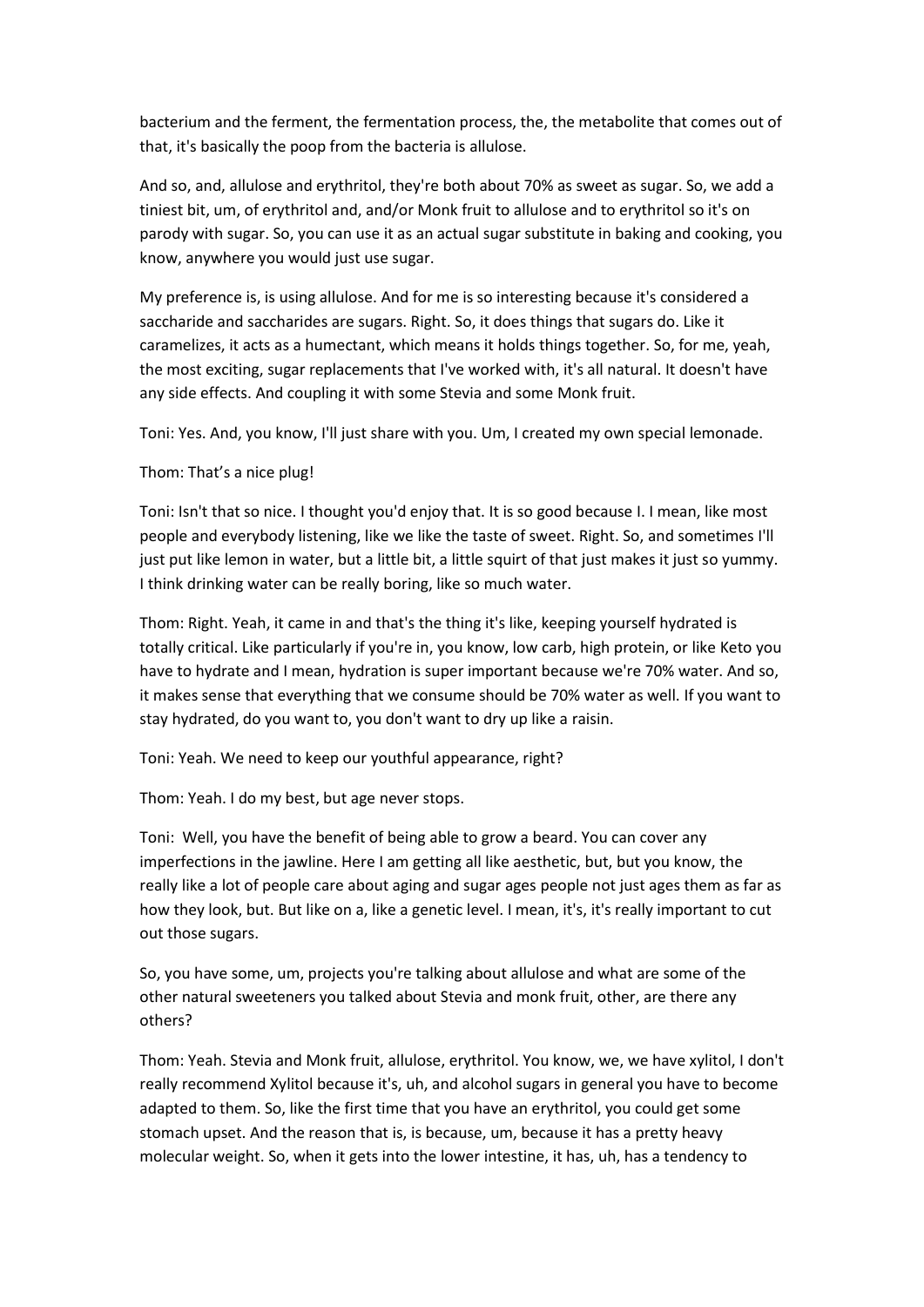bacterium and the ferment, the fermentation process, the, the metabolite that comes out of that, it's basically the poop from the bacteria is allulose.

And so, and, allulose and erythritol, they're both about 70% as sweet as sugar. So, we add a tiniest bit, um, of erythritol and, and/or Monk fruit to allulose and to erythritol so it's on parody with sugar. So, you can use it as an actual sugar substitute in baking and cooking, you know, anywhere you would just use sugar.

My preference is, is using allulose. And for me is so interesting because it's considered a saccharide and saccharides are sugars. Right. So, it does things that sugars do. Like it caramelizes, it acts as a humectant, which means it holds things together. So, for me, yeah, the most exciting, sugar replacements that I've worked with, it's all natural. It doesn't have any side effects. And coupling it with some Stevia and some Monk fruit.

Toni: Yes. And, you know, I'll just share with you. Um, I created my own special lemonade.

Thom: That's a nice plug!

Toni: Isn't that so nice. I thought you'd enjoy that. It is so good because I. I mean, like most people and everybody listening, like we like the taste of sweet. Right. So, and sometimes I'll just put like lemon in water, but a little bit, a little squirt of that just makes it just so yummy. I think drinking water can be really boring, like so much water.

Thom: Right. Yeah, it came in and that's the thing it's like, keeping yourself hydrated is totally critical. Like particularly if you're in, you know, low carb, high protein, or like Keto you have to hydrate and I mean, hydration is super important because we're 70% water. And so, it makes sense that everything that we consume should be 70% water as well. If you want to stay hydrated, do you want to, you don't want to dry up like a raisin.

Toni: Yeah. We need to keep our youthful appearance, right?

Thom: Yeah. I do my best, but age never stops.

Toni: Well, you have the benefit of being able to grow a beard. You can cover any imperfections in the jawline. Here I am getting all like aesthetic, but, but you know, the really like a lot of people care about aging and sugar ages people not just ages them as far as how they look, but. But like on a, like a genetic level. I mean, it's, it's really important to cut out those sugars.

So, you have some, um, projects you're talking about allulose and what are some of the other natural sweeteners you talked about Stevia and monk fruit, other, are there any others?

Thom: Yeah. Stevia and Monk fruit, allulose, erythritol. You know, we, we have xylitol, I don't really recommend Xylitol because it's, uh, and alcohol sugars in general you have to become adapted to them. So, like the first time that you have an erythritol, you could get some stomach upset. And the reason that is, is because, um, because it has a pretty heavy molecular weight. So, when it gets into the lower intestine, it has, uh, has a tendency to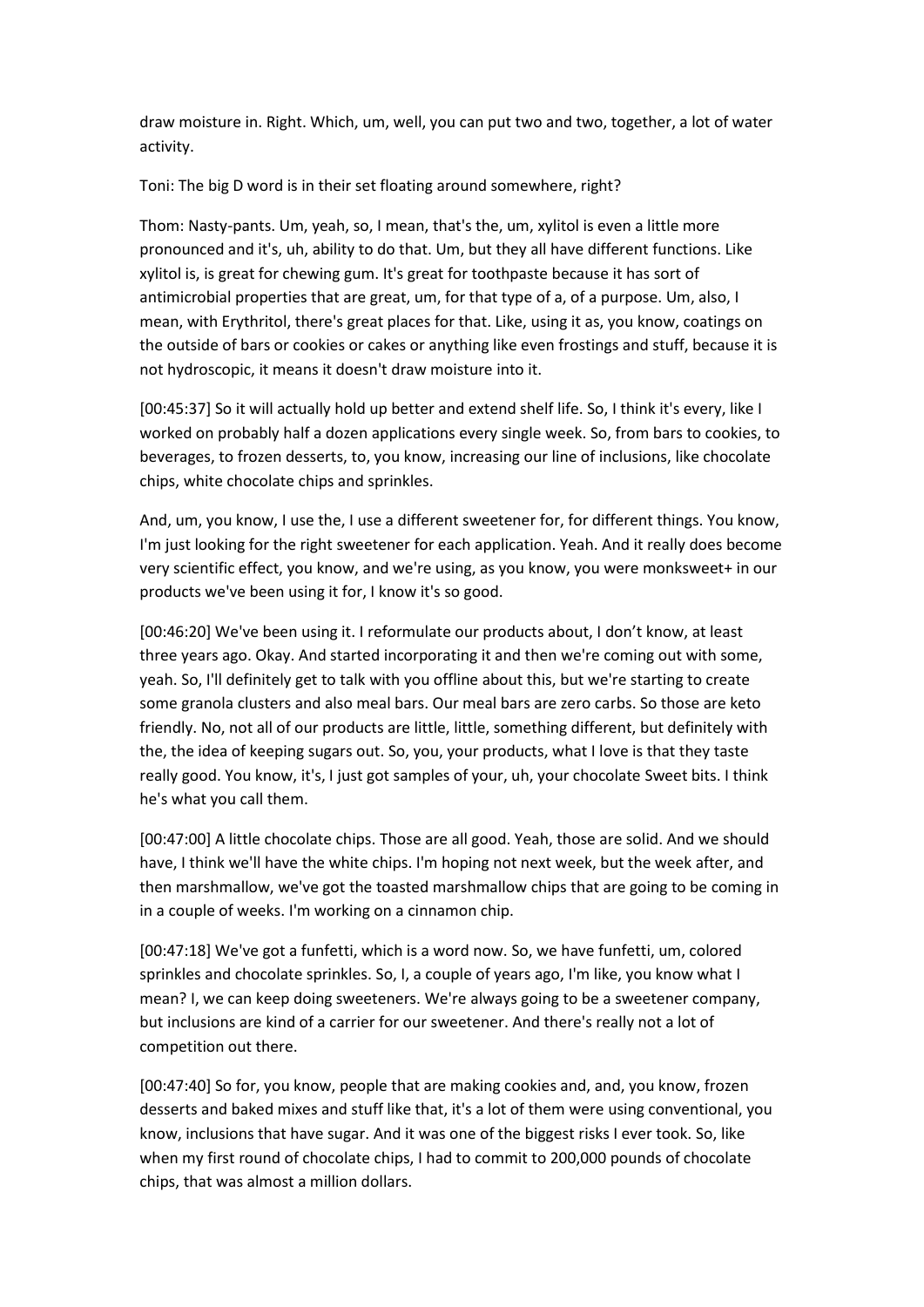draw moisture in. Right. Which, um, well, you can put two and two, together, a lot of water activity.

Toni: The big D word is in their set floating around somewhere, right?

Thom: Nasty-pants. Um, yeah, so, I mean, that's the, um, xylitol is even a little more pronounced and it's, uh, ability to do that. Um, but they all have different functions. Like xylitol is, is great for chewing gum. It's great for toothpaste because it has sort of antimicrobial properties that are great, um, for that type of a, of a purpose. Um, also, I mean, with Erythritol, there's great places for that. Like, using it as, you know, coatings on the outside of bars or cookies or cakes or anything like even frostings and stuff, because it is not hydroscopic, it means it doesn't draw moisture into it.

[00:45:37] So it will actually hold up better and extend shelf life. So, I think it's every, like I worked on probably half a dozen applications every single week. So, from bars to cookies, to beverages, to frozen desserts, to, you know, increasing our line of inclusions, like chocolate chips, white chocolate chips and sprinkles.

And, um, you know, I use the, I use a different sweetener for, for different things. You know, I'm just looking for the right sweetener for each application. Yeah. And it really does become very scientific effect, you know, and we're using, as you know, you were monksweet+ in our products we've been using it for, I know it's so good.

[00:46:20] We've been using it. I reformulate our products about, I don't know, at least three years ago. Okay. And started incorporating it and then we're coming out with some, yeah. So, I'll definitely get to talk with you offline about this, but we're starting to create some granola clusters and also meal bars. Our meal bars are zero carbs. So those are keto friendly. No, not all of our products are little, little, something different, but definitely with the, the idea of keeping sugars out. So, you, your products, what I love is that they taste really good. You know, it's, I just got samples of your, uh, your chocolate Sweet bits. I think he's what you call them.

[00:47:00] A little chocolate chips. Those are all good. Yeah, those are solid. And we should have, I think we'll have the white chips. I'm hoping not next week, but the week after, and then marshmallow, we've got the toasted marshmallow chips that are going to be coming in in a couple of weeks. I'm working on a cinnamon chip.

[00:47:18] We've got a funfetti, which is a word now. So, we have funfetti, um, colored sprinkles and chocolate sprinkles. So, I, a couple of years ago, I'm like, you know what I mean? I, we can keep doing sweeteners. We're always going to be a sweetener company, but inclusions are kind of a carrier for our sweetener. And there's really not a lot of competition out there.

[00:47:40] So for, you know, people that are making cookies and, and, you know, frozen desserts and baked mixes and stuff like that, it's a lot of them were using conventional, you know, inclusions that have sugar. And it was one of the biggest risks I ever took. So, like when my first round of chocolate chips, I had to commit to 200,000 pounds of chocolate chips, that was almost a million dollars.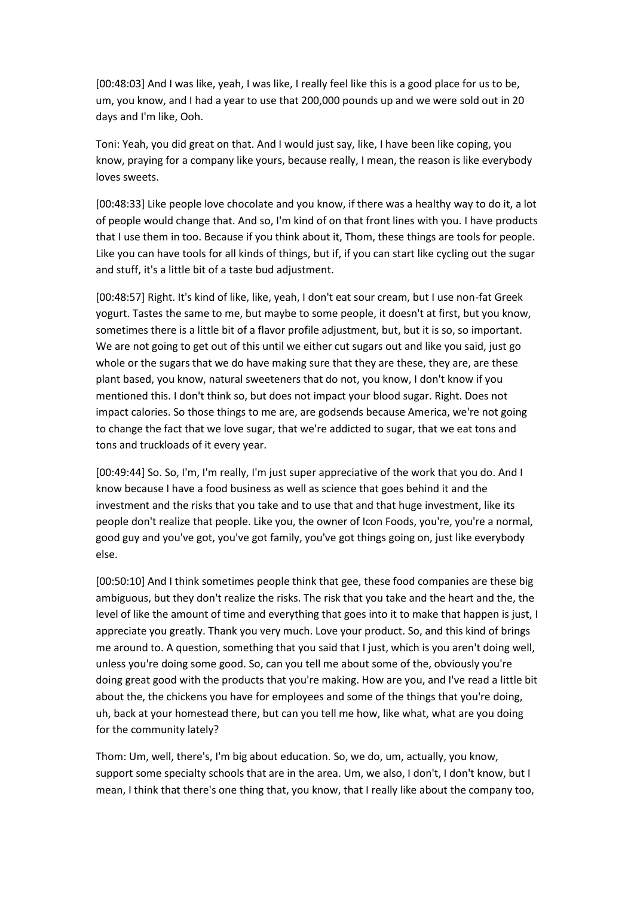[00:48:03] And I was like, yeah, I was like, I really feel like this is a good place for us to be, um, you know, and I had a year to use that 200,000 pounds up and we were sold out in 20 days and I'm like, Ooh.

Toni: Yeah, you did great on that. And I would just say, like, I have been like coping, you know, praying for a company like yours, because really, I mean, the reason is like everybody loves sweets.

[00:48:33] Like people love chocolate and you know, if there was a healthy way to do it, a lot of people would change that. And so, I'm kind of on that front lines with you. I have products that I use them in too. Because if you think about it, Thom, these things are tools for people. Like you can have tools for all kinds of things, but if, if you can start like cycling out the sugar and stuff, it's a little bit of a taste bud adjustment.

[00:48:57] Right. It's kind of like, like, yeah, I don't eat sour cream, but I use non-fat Greek yogurt. Tastes the same to me, but maybe to some people, it doesn't at first, but you know, sometimes there is a little bit of a flavor profile adjustment, but, but it is so, so important. We are not going to get out of this until we either cut sugars out and like you said, just go whole or the sugars that we do have making sure that they are these, they are, are these plant based, you know, natural sweeteners that do not, you know, I don't know if you mentioned this. I don't think so, but does not impact your blood sugar. Right. Does not impact calories. So those things to me are, are godsends because America, we're not going to change the fact that we love sugar, that we're addicted to sugar, that we eat tons and tons and truckloads of it every year.

[00:49:44] So. So, I'm, I'm really, I'm just super appreciative of the work that you do. And I know because I have a food business as well as science that goes behind it and the investment and the risks that you take and to use that and that huge investment, like its people don't realize that people. Like you, the owner of Icon Foods, you're, you're a normal, good guy and you've got, you've got family, you've got things going on, just like everybody else.

[00:50:10] And I think sometimes people think that gee, these food companies are these big ambiguous, but they don't realize the risks. The risk that you take and the heart and the, the level of like the amount of time and everything that goes into it to make that happen is just, I appreciate you greatly. Thank you very much. Love your product. So, and this kind of brings me around to. A question, something that you said that I just, which is you aren't doing well, unless you're doing some good. So, can you tell me about some of the, obviously you're doing great good with the products that you're making. How are you, and I've read a little bit about the, the chickens you have for employees and some of the things that you're doing, uh, back at your homestead there, but can you tell me how, like what, what are you doing for the community lately?

Thom: Um, well, there's, I'm big about education. So, we do, um, actually, you know, support some specialty schools that are in the area. Um, we also, I don't, I don't know, but I mean, I think that there's one thing that, you know, that I really like about the company too,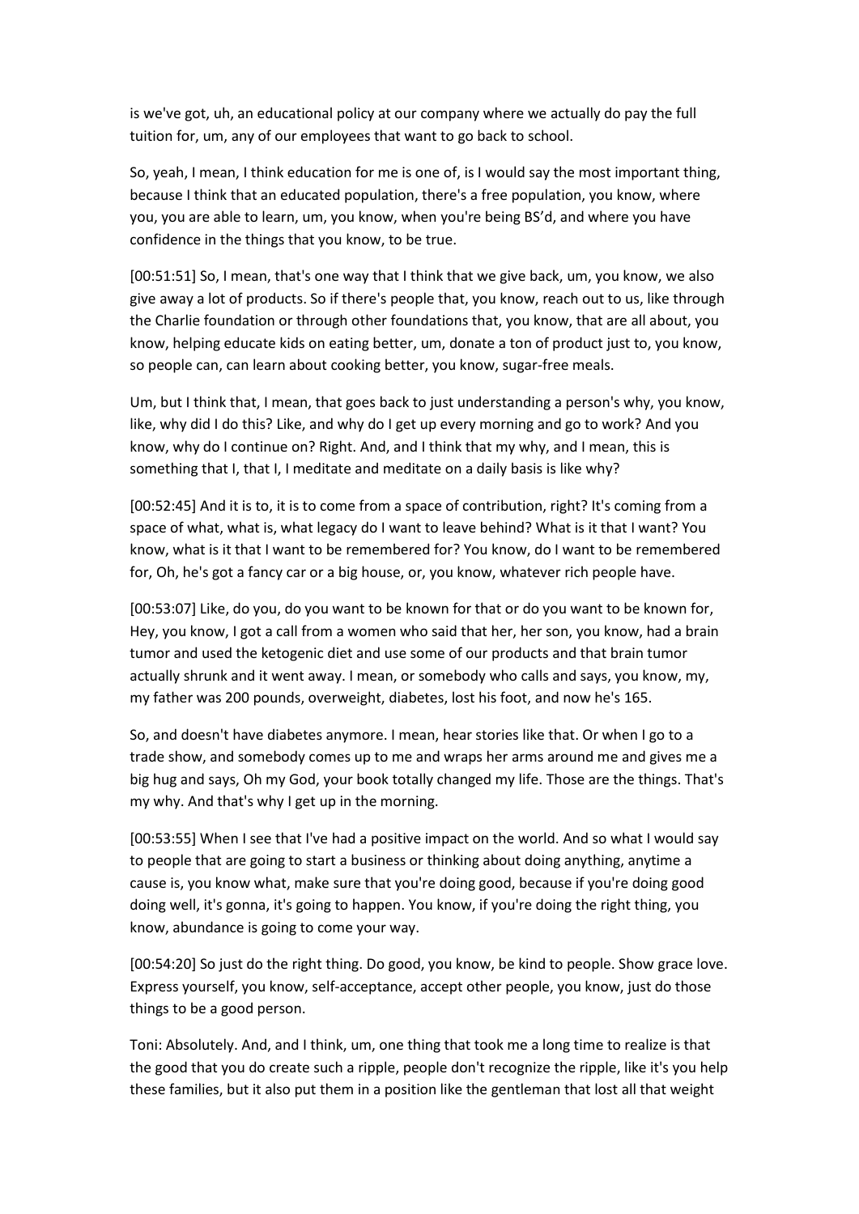is we've got, uh, an educational policy at our company where we actually do pay the full tuition for, um, any of our employees that want to go back to school.

So, yeah, I mean, I think education for me is one of, is I would say the most important thing, because I think that an educated population, there's a free population, you know, where you, you are able to learn, um, you know, when you're being BS'd, and where you have confidence in the things that you know, to be true.

[00:51:51] So, I mean, that's one way that I think that we give back, um, you know, we also give away a lot of products. So if there's people that, you know, reach out to us, like through the Charlie foundation or through other foundations that, you know, that are all about, you know, helping educate kids on eating better, um, donate a ton of product just to, you know, so people can, can learn about cooking better, you know, sugar-free meals.

Um, but I think that, I mean, that goes back to just understanding a person's why, you know, like, why did I do this? Like, and why do I get up every morning and go to work? And you know, why do I continue on? Right. And, and I think that my why, and I mean, this is something that I, that I, I meditate and meditate on a daily basis is like why?

[00:52:45] And it is to, it is to come from a space of contribution, right? It's coming from a space of what, what is, what legacy do I want to leave behind? What is it that I want? You know, what is it that I want to be remembered for? You know, do I want to be remembered for, Oh, he's got a fancy car or a big house, or, you know, whatever rich people have.

[00:53:07] Like, do you, do you want to be known for that or do you want to be known for, Hey, you know, I got a call from a women who said that her, her son, you know, had a brain tumor and used the ketogenic diet and use some of our products and that brain tumor actually shrunk and it went away. I mean, or somebody who calls and says, you know, my, my father was 200 pounds, overweight, diabetes, lost his foot, and now he's 165.

So, and doesn't have diabetes anymore. I mean, hear stories like that. Or when I go to a trade show, and somebody comes up to me and wraps her arms around me and gives me a big hug and says, Oh my God, your book totally changed my life. Those are the things. That's my why. And that's why I get up in the morning.

[00:53:55] When I see that I've had a positive impact on the world. And so what I would say to people that are going to start a business or thinking about doing anything, anytime a cause is, you know what, make sure that you're doing good, because if you're doing good doing well, it's gonna, it's going to happen. You know, if you're doing the right thing, you know, abundance is going to come your way.

[00:54:20] So just do the right thing. Do good, you know, be kind to people. Show grace love. Express yourself, you know, self-acceptance, accept other people, you know, just do those things to be a good person.

Toni: Absolutely. And, and I think, um, one thing that took me a long time to realize is that the good that you do create such a ripple, people don't recognize the ripple, like it's you help these families, but it also put them in a position like the gentleman that lost all that weight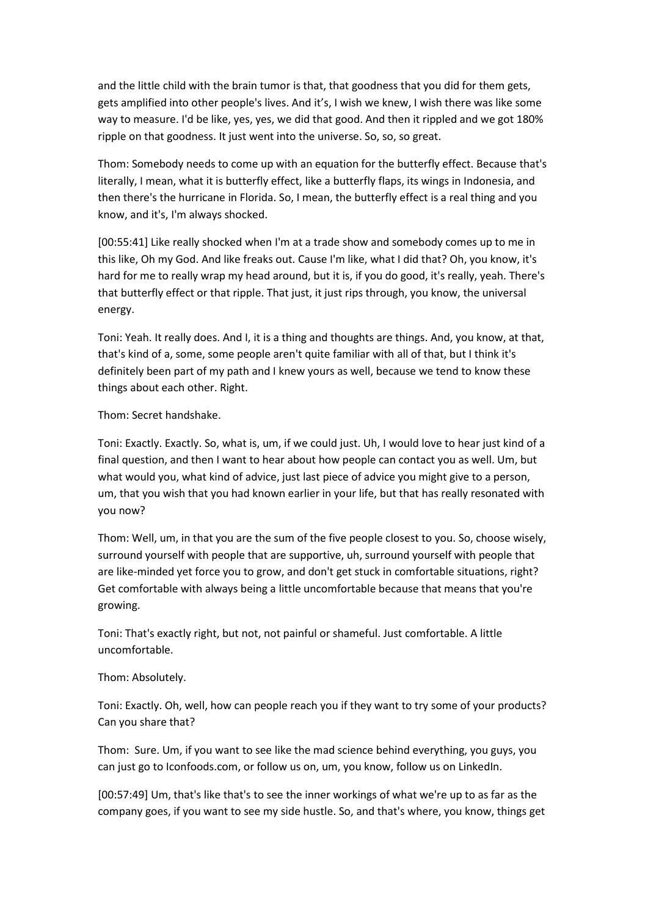and the little child with the brain tumor is that, that goodness that you did for them gets, gets amplified into other people's lives. And it's, I wish we knew, I wish there was like some way to measure. I'd be like, yes, yes, we did that good. And then it rippled and we got 180% ripple on that goodness. It just went into the universe. So, so, so great.

Thom: Somebody needs to come up with an equation for the butterfly effect. Because that's literally, I mean, what it is butterfly effect, like a butterfly flaps, its wings in Indonesia, and then there's the hurricane in Florida. So, I mean, the butterfly effect is a real thing and you know, and it's, I'm always shocked.

[00:55:41] Like really shocked when I'm at a trade show and somebody comes up to me in this like, Oh my God. And like freaks out. Cause I'm like, what I did that? Oh, you know, it's hard for me to really wrap my head around, but it is, if you do good, it's really, yeah. There's that butterfly effect or that ripple. That just, it just rips through, you know, the universal energy.

Toni: Yeah. It really does. And I, it is a thing and thoughts are things. And, you know, at that, that's kind of a, some, some people aren't quite familiar with all of that, but I think it's definitely been part of my path and I knew yours as well, because we tend to know these things about each other. Right.

Thom: Secret handshake.

Toni: Exactly. Exactly. So, what is, um, if we could just. Uh, I would love to hear just kind of a final question, and then I want to hear about how people can contact you as well. Um, but what would you, what kind of advice, just last piece of advice you might give to a person, um, that you wish that you had known earlier in your life, but that has really resonated with you now?

Thom: Well, um, in that you are the sum of the five people closest to you. So, choose wisely, surround yourself with people that are supportive, uh, surround yourself with people that are like-minded yet force you to grow, and don't get stuck in comfortable situations, right? Get comfortable with always being a little uncomfortable because that means that you're growing.

Toni: That's exactly right, but not, not painful or shameful. Just comfortable. A little uncomfortable.

Thom: Absolutely.

Toni: Exactly. Oh, well, how can people reach you if they want to try some of your products? Can you share that?

Thom: Sure. Um, if you want to see like the mad science behind everything, you guys, you can just go to Iconfoods.com, or follow us on, um, you know, follow us on LinkedIn.

[00:57:49] Um, that's like that's to see the inner workings of what we're up to as far as the company goes, if you want to see my side hustle. So, and that's where, you know, things get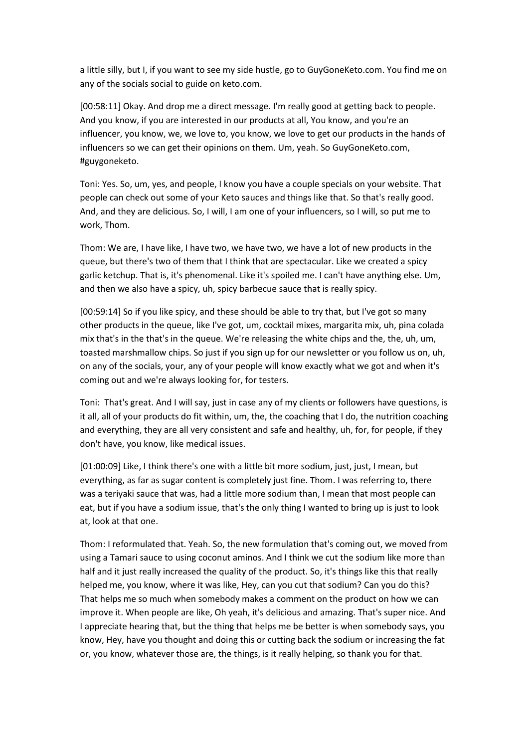a little silly, but I, if you want to see my side hustle, go to GuyGoneKeto.com. You find me on any of the socials social to guide on keto.com.

[00:58:11] Okay. And drop me a direct message. I'm really good at getting back to people. And you know, if you are interested in our products at all, You know, and you're an influencer, you know, we, we love to, you know, we love to get our products in the hands of influencers so we can get their opinions on them. Um, yeah. So GuyGoneKeto.com, #guygoneketo.

Toni: Yes. So, um, yes, and people, I know you have a couple specials on your website. That people can check out some of your Keto sauces and things like that. So that's really good. And, and they are delicious. So, I will, I am one of your influencers, so I will, so put me to work, Thom.

Thom: We are, I have like, I have two, we have two, we have a lot of new products in the queue, but there's two of them that I think that are spectacular. Like we created a spicy garlic ketchup. That is, it's phenomenal. Like it's spoiled me. I can't have anything else. Um, and then we also have a spicy, uh, spicy barbecue sauce that is really spicy.

[00:59:14] So if you like spicy, and these should be able to try that, but I've got so many other products in the queue, like I've got, um, cocktail mixes, margarita mix, uh, pina colada mix that's in the that's in the queue. We're releasing the white chips and the, the, uh, um, toasted marshmallow chips. So just if you sign up for our newsletter or you follow us on, uh, on any of the socials, your, any of your people will know exactly what we got and when it's coming out and we're always looking for, for testers.

Toni: That's great. And I will say, just in case any of my clients or followers have questions, is it all, all of your products do fit within, um, the, the coaching that I do, the nutrition coaching and everything, they are all very consistent and safe and healthy, uh, for, for people, if they don't have, you know, like medical issues.

[01:00:09] Like, I think there's one with a little bit more sodium, just, just, I mean, but everything, as far as sugar content is completely just fine. Thom. I was referring to, there was a teriyaki sauce that was, had a little more sodium than, I mean that most people can eat, but if you have a sodium issue, that's the only thing I wanted to bring up is just to look at, look at that one.

Thom: I reformulated that. Yeah. So, the new formulation that's coming out, we moved from using a Tamari sauce to using coconut aminos. And I think we cut the sodium like more than half and it just really increased the quality of the product. So, it's things like this that really helped me, you know, where it was like, Hey, can you cut that sodium? Can you do this? That helps me so much when somebody makes a comment on the product on how we can improve it. When people are like, Oh yeah, it's delicious and amazing. That's super nice. And I appreciate hearing that, but the thing that helps me be better is when somebody says, you know, Hey, have you thought and doing this or cutting back the sodium or increasing the fat or, you know, whatever those are, the things, is it really helping, so thank you for that.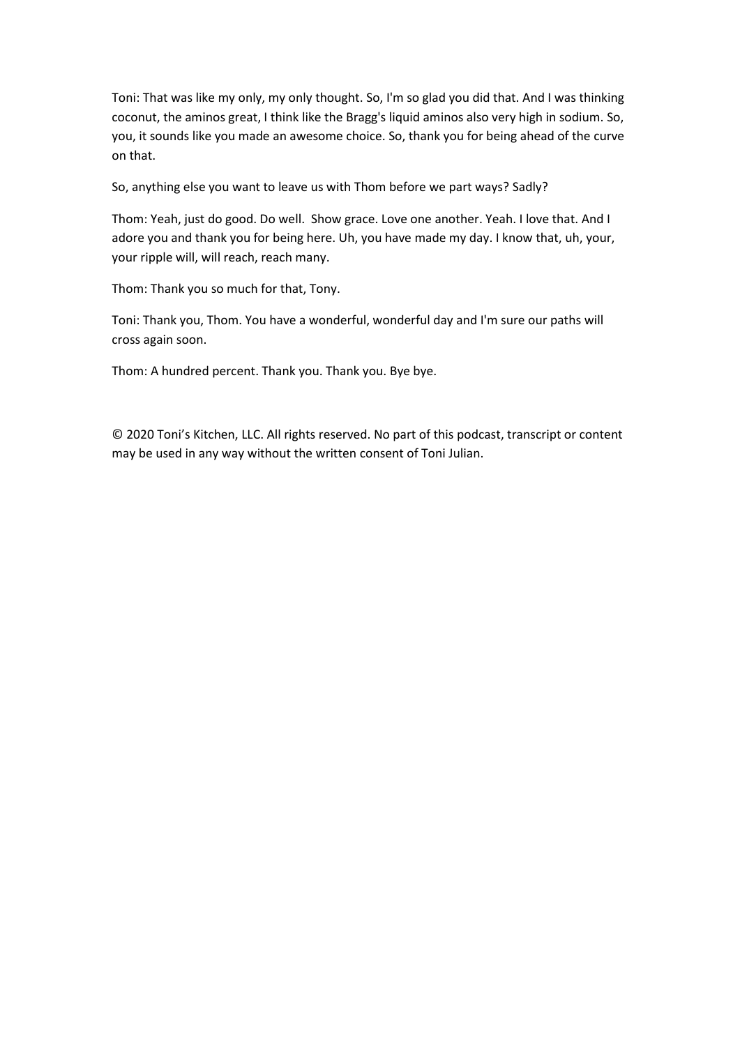Toni: That was like my only, my only thought. So, I'm so glad you did that. And I was thinking coconut, the aminos great, I think like the Bragg's liquid aminos also very high in sodium. So, you, it sounds like you made an awesome choice. So, thank you for being ahead of the curve on that.

So, anything else you want to leave us with Thom before we part ways? Sadly?

Thom: Yeah, just do good. Do well. Show grace. Love one another. Yeah. I love that. And I adore you and thank you for being here. Uh, you have made my day. I know that, uh, your, your ripple will, will reach, reach many.

Thom: Thank you so much for that, Tony.

Toni: Thank you, Thom. You have a wonderful, wonderful day and I'm sure our paths will cross again soon.

Thom: A hundred percent. Thank you. Thank you. Bye bye.

© 2020 Toni's Kitchen, LLC. All rights reserved. No part of this podcast, transcript or content may be used in any way without the written consent of Toni Julian.